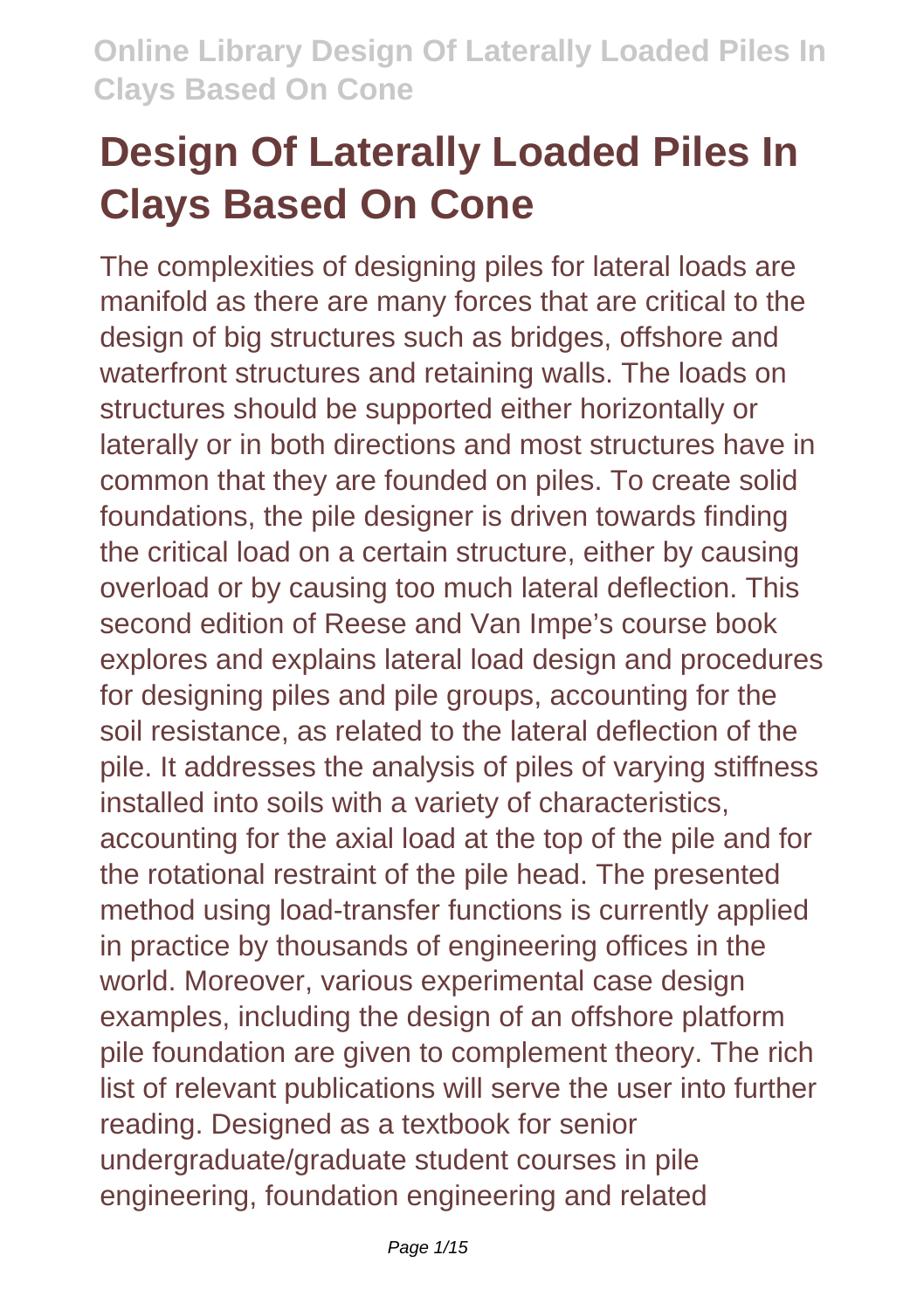# Design Of Laterally Loaded Piles In Clays Based On Cone

The complexities of designing piles for lateral loads are manifold as there are many forces that are critical to the design of big structures such as bridges, offshore and waterfront structures and retaining walls. The loads on structures should be supported either horizontally or laterally or in both directions and most structures have in common that they are founded on piles. To create solid foundations, the pile designer is driven towards finding the critical load on a certain structure, either by causing overload or by causing too much lateral deflection. This second edition of Reese and Van Impe's course book explores and explains lateral load design and procedures for designing piles and pile groups, accounting for the soil resistance, as related to the lateral deflection of the pile. It addresses the analysis of piles of varying stiffness installed into soils with a variety of characteristics, accounting for the axial load at the top of the pile and for the rotational restraint of the pile head. The presented method using load-transfer functions is currently applied in practice by thousands of engineering offices in the world. Moreover, various experimental case design examples, including the design of an offshore platform pile foundation are given to complement theory. The rich list of relevant publications will serve the user into further reading. Designed as a textbook for senior undergraduate/graduate student courses in pile engineering, foundation engineering and related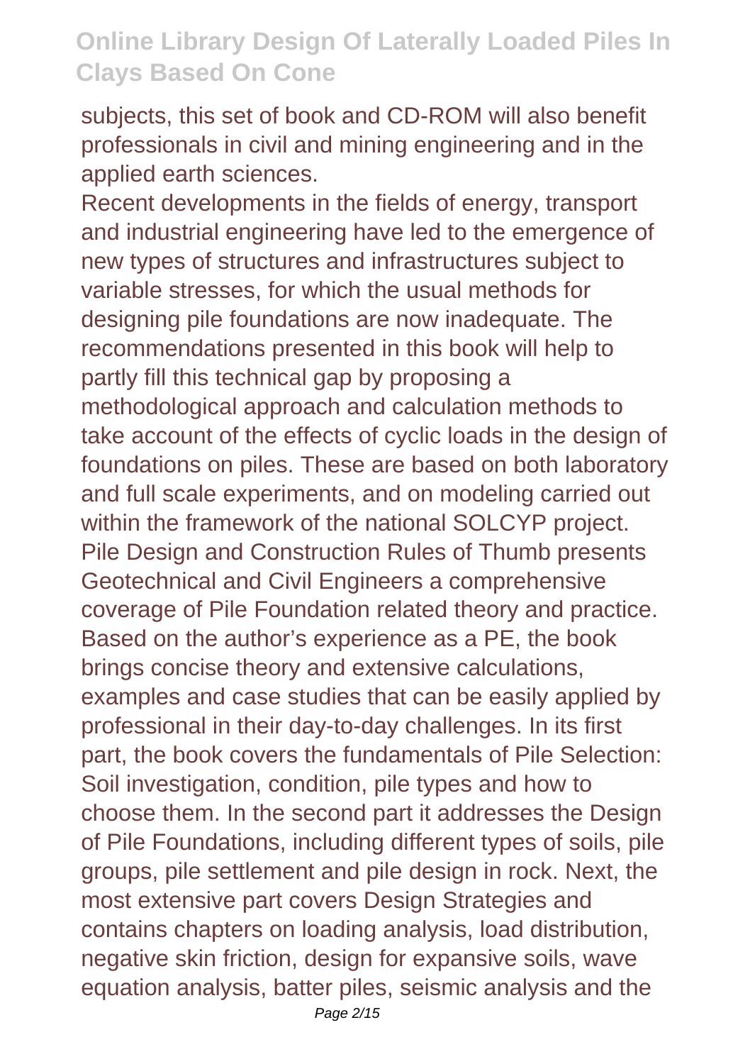subjects, this set of book and CD-ROM will also benefit professionals in civil and mining engineering and in the applied earth sciences.

Recent developments in the fields of energy, transport and industrial engineering have led to the emergence of new types of structures and infrastructures subject to variable stresses, for which the usual methods for designing pile foundations are now inadequate. The recommendations presented in this book will help to partly fill this technical gap by proposing a methodological approach and calculation methods to take account of the effects of cyclic loads in the design of foundations on piles. These are based on both laboratory and full scale experiments, and on modeling carried out within the framework of the national SOLCYP project.

Pile Design and Construction Rules of Thumb presents Geotechnical and Civil Engineers a comprehensive coverage of Pile Foundation related theory and practice. Based on the author's experience as a PE, the book brings concise theory and extensive calculations, examples and case studies that can be easily applied by professional in their day-to-day challenges. In its first part, the book covers the fundamentals of Pile Selection: Soil investigation, condition, pile types and how to choose them. In the second part it addresses the Design of Pile Foundations, including different types of soils, pile groups, pile settlement and pile design in rock. Next, the most extensive part covers Design Strategies and contains chapters on loading analysis, load distribution, negative skin friction, design for expansive soils, wave equation analysis, batter piles, seismic analysis and the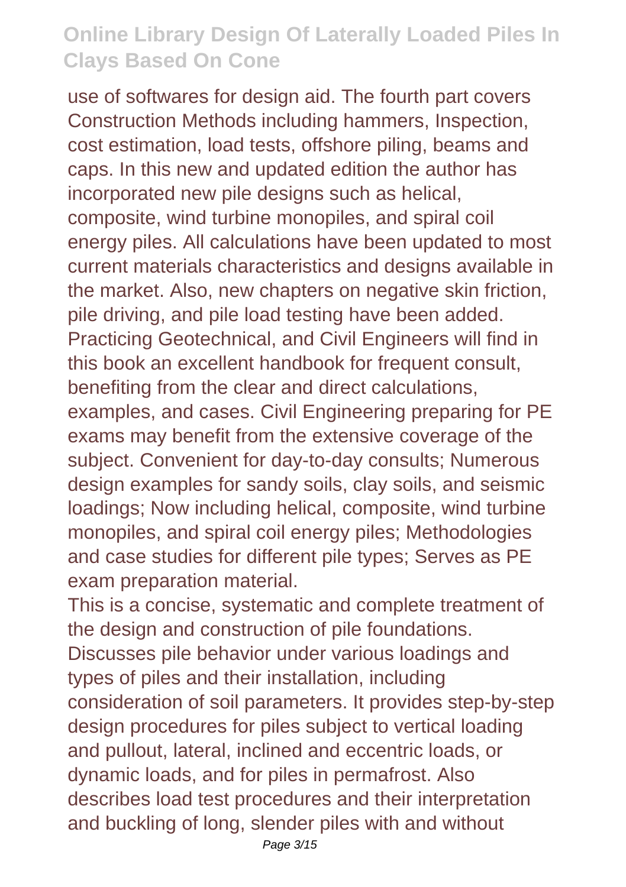use of softwares for design aid. The fourth part covers Construction Methods including hammers, Inspection, cost estimation, load tests, offshore piling, beams and caps. In this new and updated edition the author has incorporated new pile designs such as helical, composite, wind turbine monopiles, and spiral coil energy piles. All calculations have been updated to most current materials characteristics and designs available in the market. Also, new chapters on negative skin friction, pile driving, and pile load testing have been added. Practicing Geotechnical, and Civil Engineers will find in this book an excellent handbook for frequent consult, benefiting from the clear and direct calculations, examples, and cases. Civil Engineering preparing for PE exams may benefit from the extensive coverage of the subject. Convenient for day-to-day consults; Numerous design examples for sandy soils, clay soils, and seismic loadings; Now including helical, composite, wind turbine monopiles, and spiral coil energy piles; Methodologies and case studies for different pile types; Serves as PE exam preparation material.

This is a concise, systematic and complete treatment of the design and construction of pile foundations. Discusses pile behavior under various loadings and types of piles and their installation, including consideration of soil parameters. It provides step-by-step design procedures for piles subject to vertical loading and pullout, lateral, inclined and eccentric loads, or dynamic loads, and for piles in permafrost. Also describes load test procedures and their interpretation and buckling of long, slender piles with and without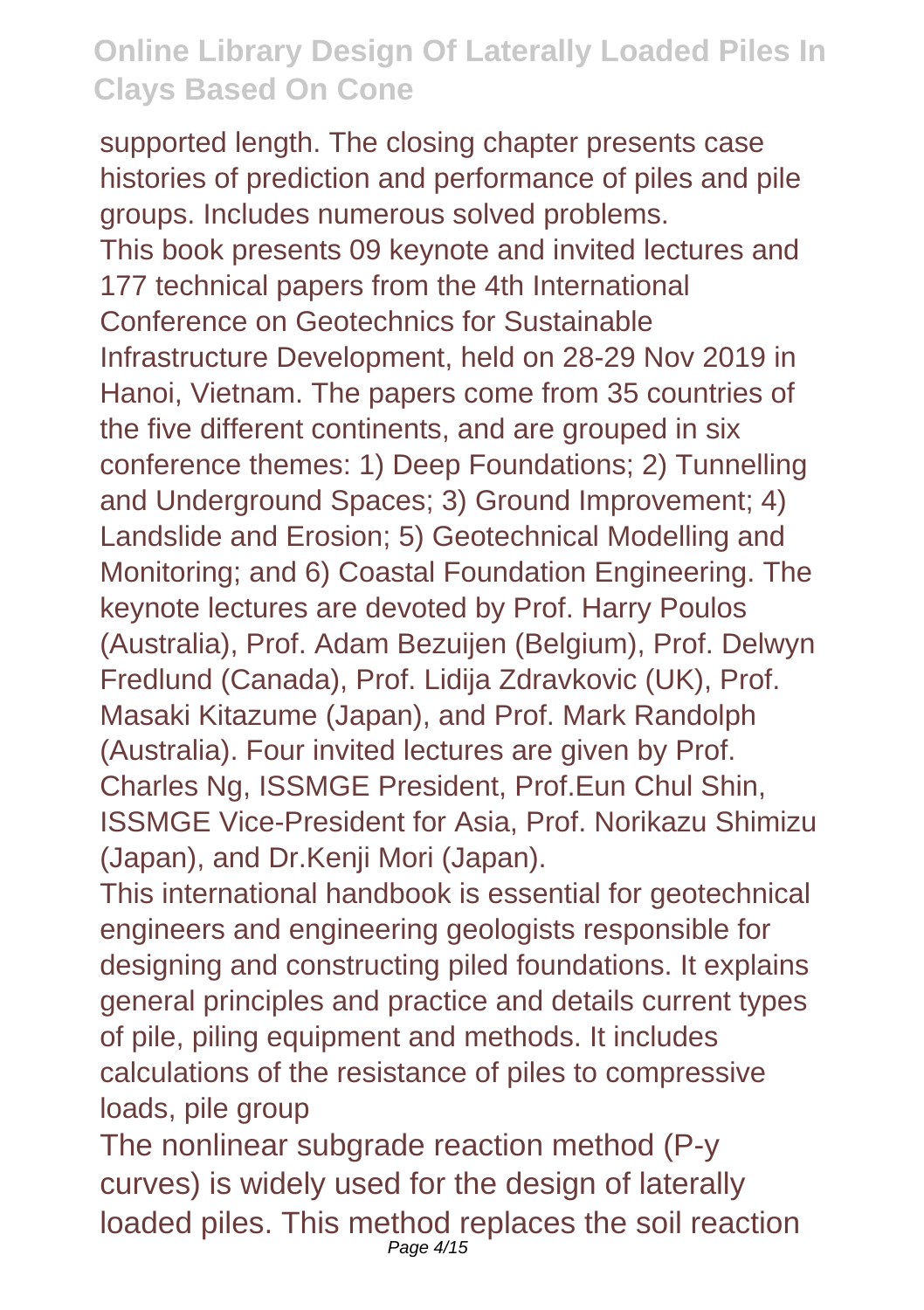supported length. The closing chapter presents case histories of prediction and performance of piles and pile groups. Includes numerous solved problems.

This book presents 09 keynote and invited lectures and 177 technical papers from the 4th International Conference on Geotechnics for Sustainable Infrastructure Development, held on 28-29 Nov 2019 in Hanoi, Vietnam. The papers come from 35 countries of the five different continents, and are grouped in six conference themes: 1) Deep Foundations; 2) Tunnelling and Underground Spaces; 3) Ground Improvement; 4) Landslide and Erosion; 5) Geotechnical Modelling and Monitoring; and 6) Coastal Foundation Engineering. The keynote lectures are devoted by Prof. Harry Poulos (Australia), Prof. Adam Bezuijen (Belgium), Prof. Delwyn Fredlund (Canada), Prof. Lidija Zdravkovic (UK), Prof. Masaki Kitazume (Japan), and Prof. Mark Randolph (Australia). Four invited lectures are given by Prof. Charles Ng, ISSMGE President, Prof.Eun Chul Shin, ISSMGE Vice-President for Asia, Prof. Norikazu Shimizu (Japan), and Dr.Kenji Mori (Japan).

This international handbook is essential for geotechnical engineers and engineering geologists responsible for designing and constructing piled foundations. It explains general principles and practice and details current types of pile, piling equipment and methods. It includes calculations of the resistance of piles to compressive loads, pile group

The nonlinear subgrade reaction method (P-y curves) is widely used for the design of laterally loaded piles. This method replaces the soil reaction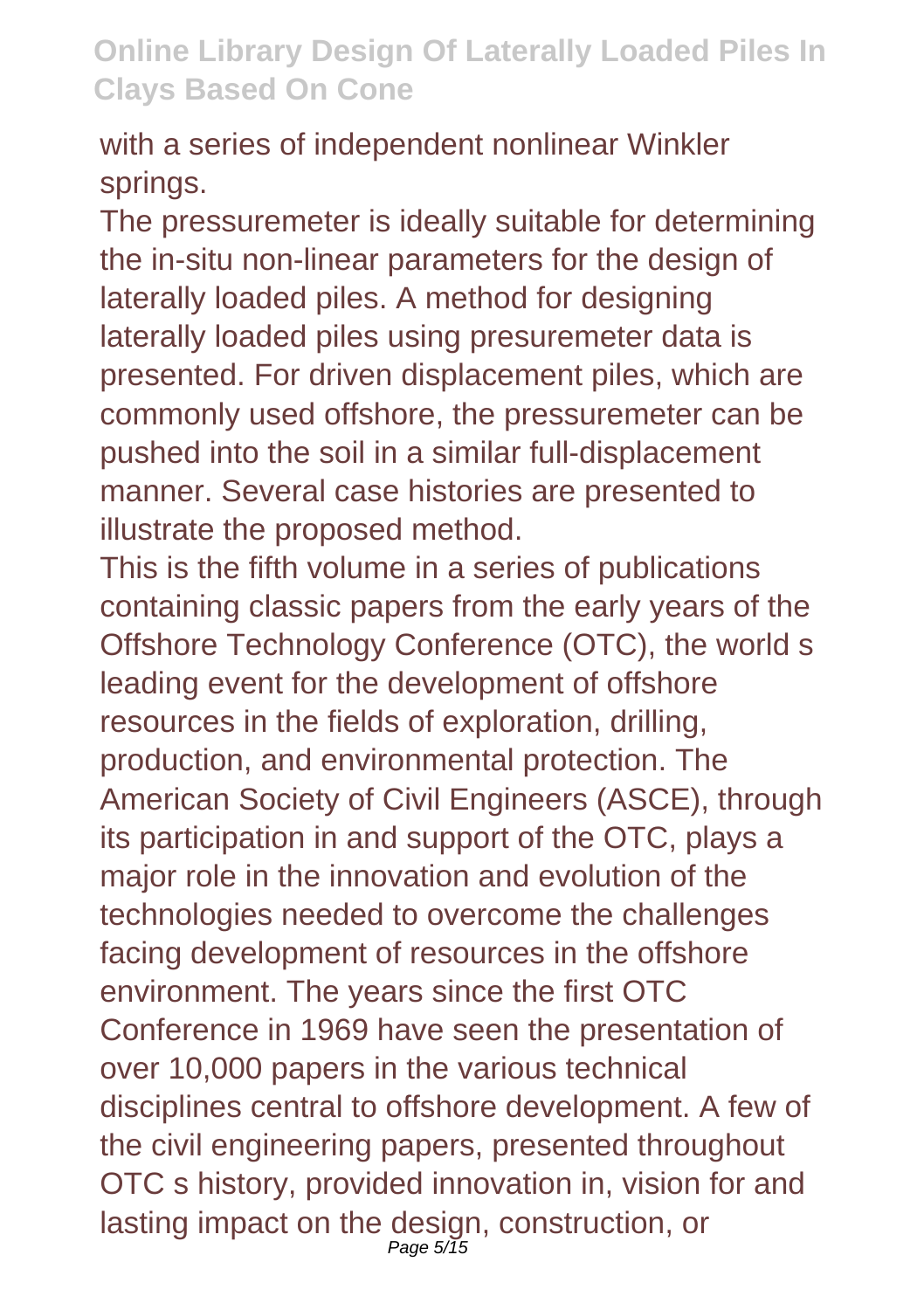with a series of independent nonlinear Winkler springs.

The pressuremeter is ideally suitable for determining the in-situ non-linear parameters for the design of laterally loaded piles. A method for designing laterally loaded piles using presuremeter data is presented. For driven displacement piles, which are commonly used offshore, the pressuremeter can be pushed into the soil in a similar full-displacement manner. Several case histories are presented to illustrate the proposed method.

This is the fifth volume in a series of publications containing classic papers from the early years of the Offshore Technology Conference (OTC), the world s leading event for the development of offshore resources in the fields of exploration, drilling, production, and environmental protection. The American Society of Civil Engineers (ASCE), through its participation in and support of the OTC, plays a major role in the innovation and evolution of the technologies needed to overcome the challenges facing development of resources in the offshore environment. The years since the first OTC Conference in 1969 have seen the presentation of over 10,000 papers in the various technical disciplines central to offshore development. A few of the civil engineering papers, presented throughout OTC s history, provided innovation in, vision for and lasting impact on the design, construction, or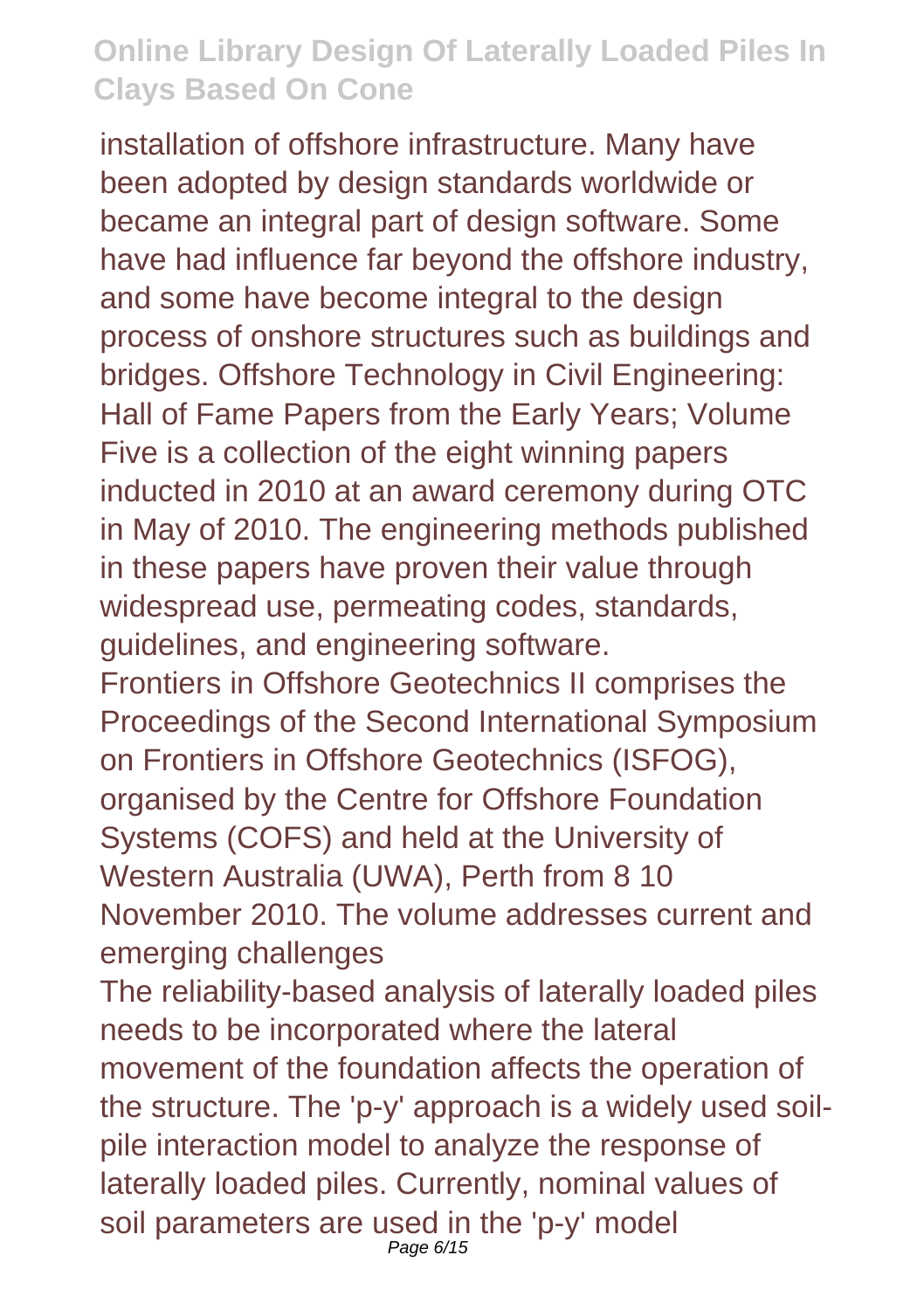installation of offshore infrastructure. Many have been adopted by design standards worldwide or became an integral part of design software. Some have had influence far beyond the offshore industry, and some have become integral to the design process of onshore structures such as buildings and bridges. Offshore Technology in Civil Engineering: Hall of Fame Papers from the Early Years; Volume Five is a collection of the eight winning papers inducted in 2010 at an award ceremony during OTC in May of 2010. The engineering methods published in these papers have proven their value through widespread use, permeating codes, standards, guidelines, and engineering software.

Frontiers in Offshore Geotechnics II comprises the Proceedings of the Second International Symposium on Frontiers in Offshore Geotechnics (ISFOG), organised by the Centre for Offshore Foundation Systems (COFS) and held at the University of Western Australia (UWA), Perth from 8 10 November 2010. The volume addresses current and emerging challenges

The reliability-based analysis of laterally loaded piles needs to be incorporated where the lateral movement of the foundation affects the operation of the structure. The 'p-y' approach is a widely used soil-pile interaction model to analyze the response of laterally loaded piles. Currently, nominal values of soil parameters are used in the 'p-y' model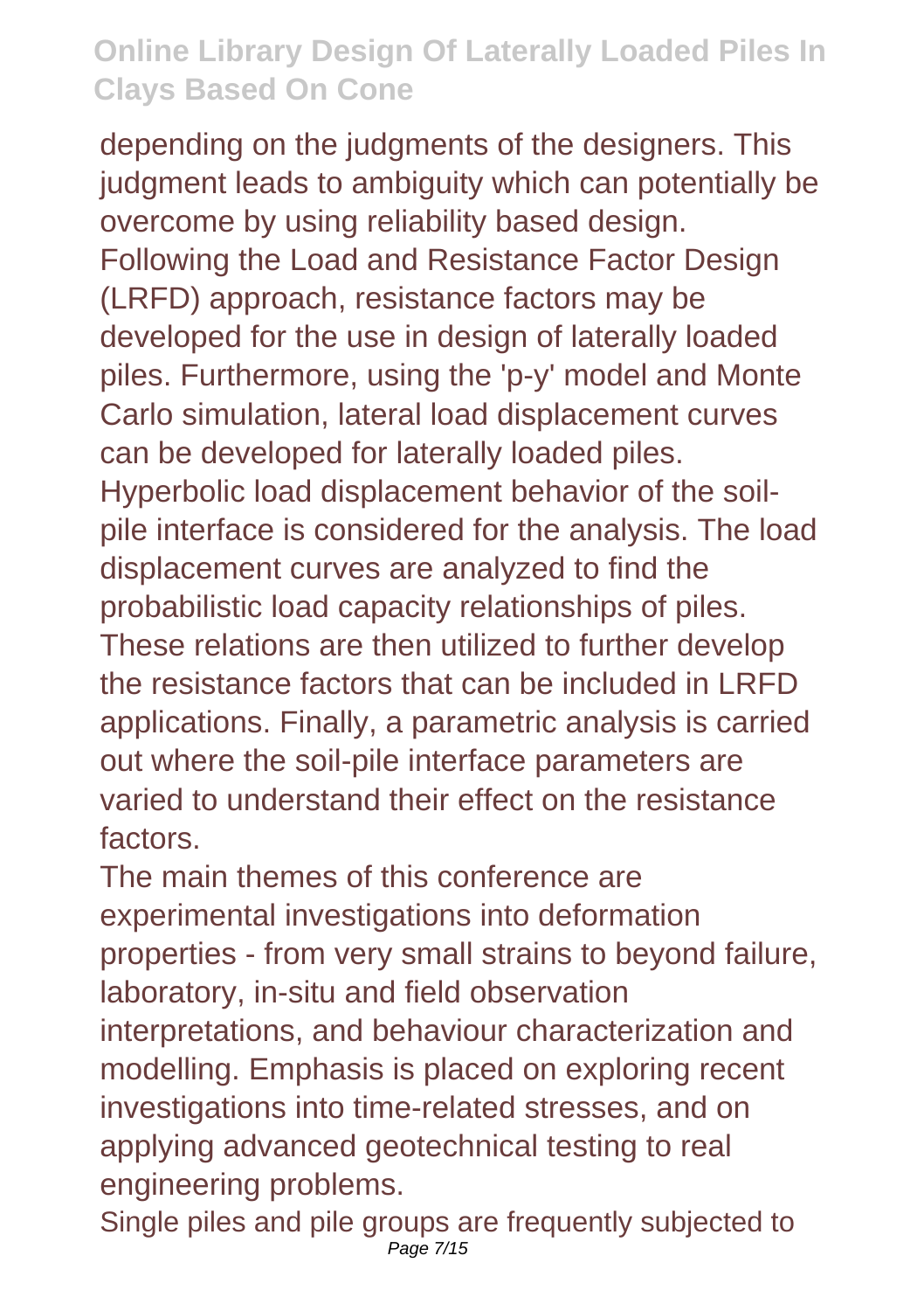depending on the judgments of the designers. This judgment leads to ambiguity which can potentially be overcome by using reliability based design. Following the Load and Resistance Factor Design (LRFD) approach, resistance factors may be developed for the use in design of laterally loaded piles. Furthermore, using the 'p-y' model and Monte Carlo simulation, lateral load displacement curves can be developed for laterally loaded piles. Hyperbolic load displacement behavior of the soil-pile interface is considered for the analysis. The load displacement curves are analyzed to find the probabilistic load capacity relationships of piles. These relations are then utilized to further develop the resistance factors that can be included in LRFD applications. Finally, a parametric analysis is carried out where the soil-pile interface parameters are varied to understand their effect on the resistance factors.

The main themes of this conference are experimental investigations into deformation properties - from very small strains to beyond failure, laboratory, in-situ and field observation interpretations, and behaviour characterization and modelling. Emphasis is placed on exploring recent investigations into time-related stresses, and on applying advanced geotechnical testing to real engineering problems.

Single piles and pile groups are frequently subjected to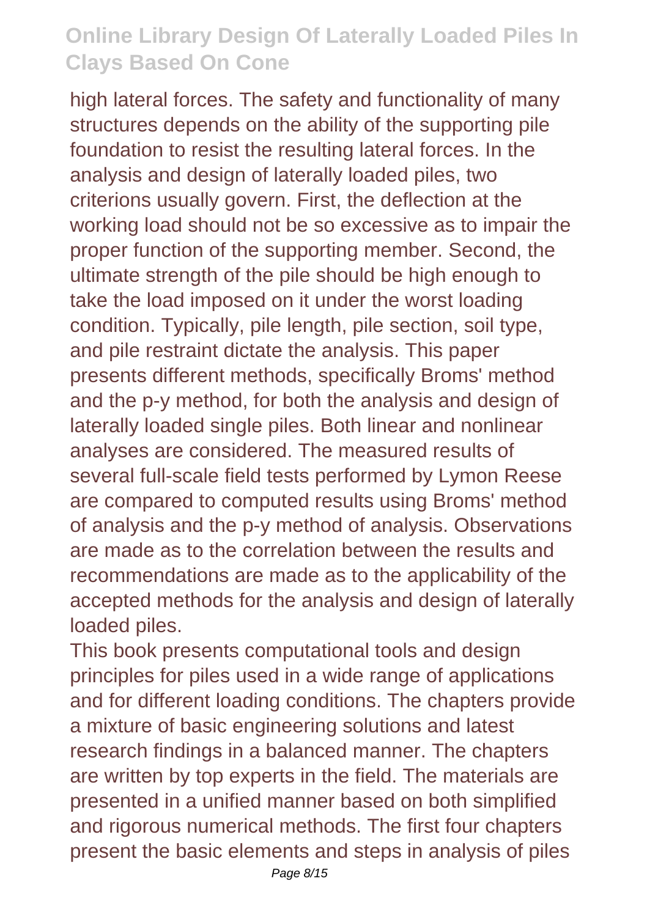high lateral forces. The safety and functionality of many structures depends on the ability of the supporting pile foundation to resist the resulting lateral forces. In the analysis and design of laterally loaded piles, two criterions usually govern. First, the deflection at the working load should not be so excessive as to impair the proper function of the supporting member. Second, the ultimate strength of the pile should be high enough to take the load imposed on it under the worst loading condition. Typically, pile length, pile section, soil type, and pile restraint dictate the analysis. This paper presents different methods, specifically Broms' method and the p-y method, for both the analysis and design of laterally loaded single piles. Both linear and nonlinear analyses are considered. The measured results of several full-scale field tests performed by Lymon Reese are compared to computed results using Broms' method of analysis and the p-y method of analysis. Observations are made as to the correlation between the results and recommendations are made as to the applicability of the accepted methods for the analysis and design of laterally loaded piles.

This book presents computational tools and design principles for piles used in a wide range of applications and for different loading conditions. The chapters provide a mixture of basic engineering solutions and latest research findings in a balanced manner. The chapters are written by top experts in the field. The materials are presented in a unified manner based on both simplified and rigorous numerical methods. The first four chapters present the basic elements and steps in analysis of piles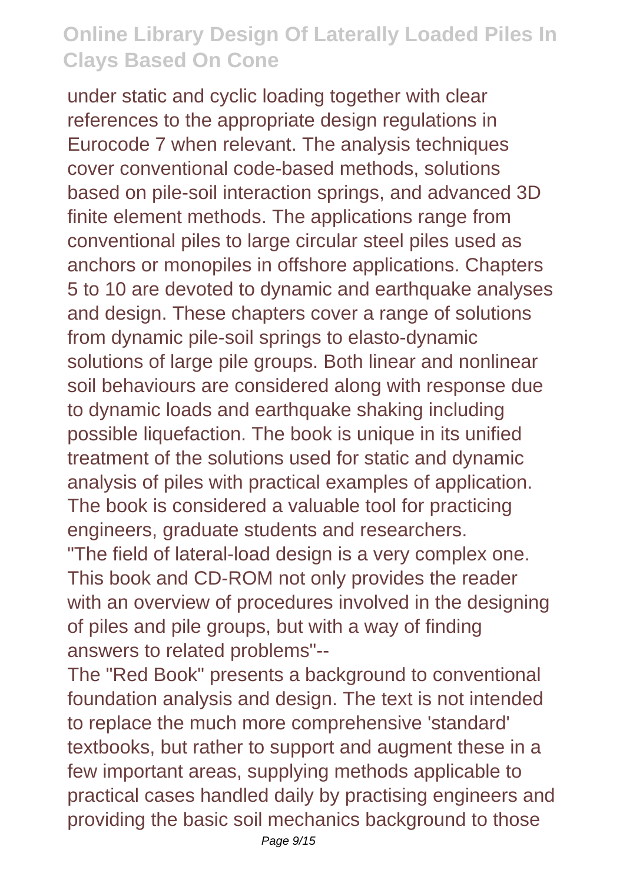under static and cyclic loading together with clear references to the appropriate design regulations in Eurocode 7 when relevant. The analysis techniques cover conventional code-based methods, solutions based on pile-soil interaction springs, and advanced 3D finite element methods. The applications range from conventional piles to large circular steel piles used as anchors or monopiles in offshore applications. Chapters 5 to 10 are devoted to dynamic and earthquake analyses and design. These chapters cover a range of solutions from dynamic pile-soil springs to elasto-dynamic solutions of large pile groups. Both linear and nonlinear soil behaviours are considered along with response due to dynamic loads and earthquake shaking including possible liquefaction. The book is unique in its unified treatment of the solutions used for static and dynamic analysis of piles with practical examples of application. The book is considered a valuable tool for practicing engineers, graduate students and researchers.

"The field of lateral-load design is a very complex one. This book and CD-ROM not only provides the reader with an overview of procedures involved in the designing of piles and pile groups, but with a way of finding answers to related problems"--

The "Red Book" presents a background to conventional foundation analysis and design. The text is not intended to replace the much more comprehensive 'standard' textbooks, but rather to support and augment these in a few important areas, supplying methods applicable to practical cases handled daily by practising engineers and providing the basic soil mechanics background to those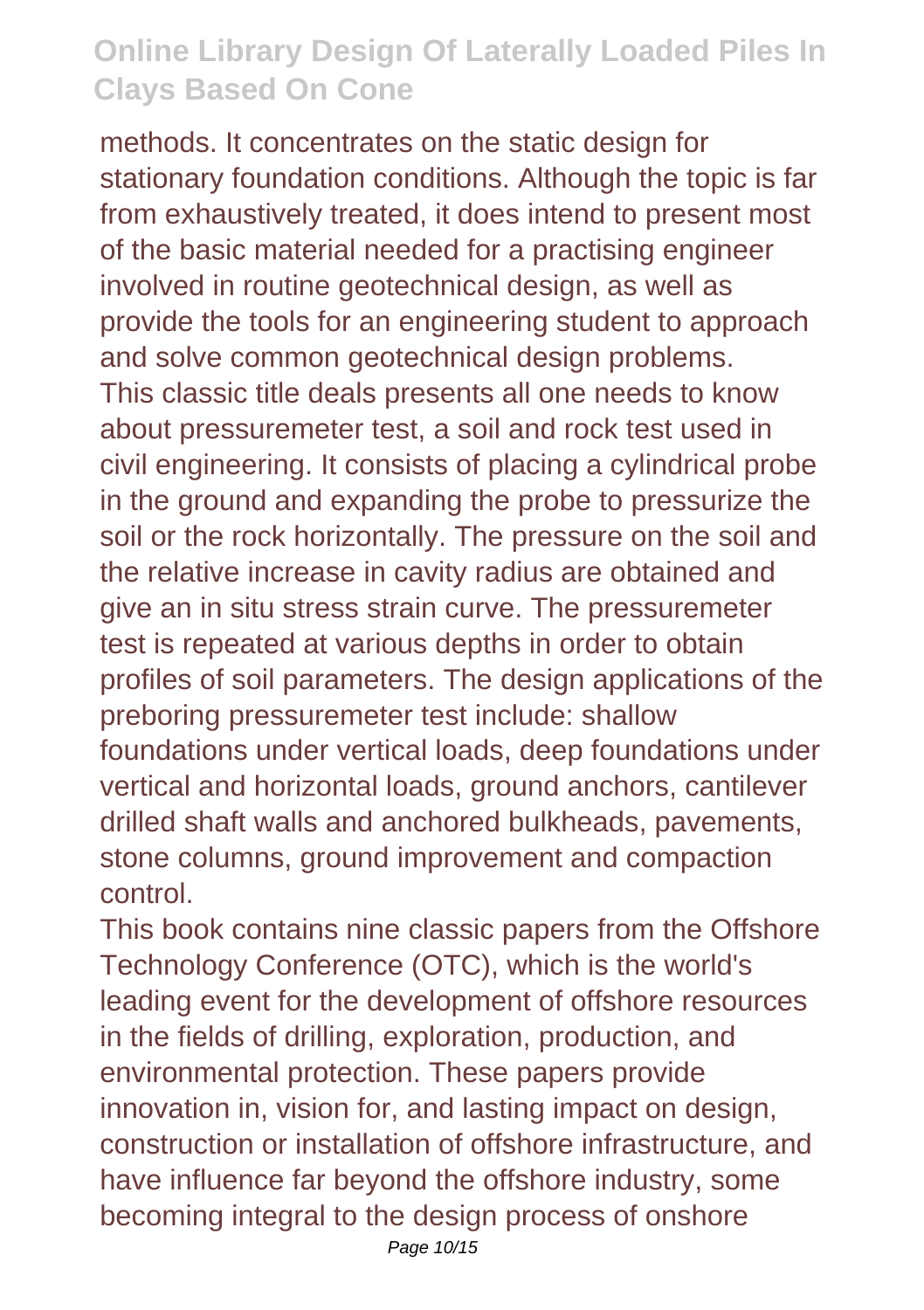methods. It concentrates on the static design for stationary foundation conditions. Although the topic is far from exhaustively treated, it does intend to present most of the basic material needed for a practising engineer involved in routine geotechnical design, as well as provide the tools for an engineering student to approach and solve common geotechnical design problems.

This classic title deals presents all one needs to know about pressuremeter test, a soil and rock test used in civil engineering. It consists of placing a cylindrical probe in the ground and expanding the probe to pressurize the soil or the rock horizontally. The pressure on the soil and the relative increase in cavity radius are obtained and give an in situ stress strain curve. The pressuremeter test is repeated at various depths in order to obtain profiles of soil parameters. The design applications of the preboring pressuremeter test include: shallow foundations under vertical loads, deep foundations under vertical and horizontal loads, ground anchors, cantilever drilled shaft walls and anchored bulkheads, pavements, stone columns, ground improvement and compaction control.

This book contains nine classic papers from the Offshore Technology Conference (OTC), which is the world's leading event for the development of offshore resources in the fields of drilling, exploration, production, and environmental protection. These papers provide innovation in, vision for, and lasting impact on design, construction or installation of offshore infrastructure, and have influence far beyond the offshore industry, some becoming integral to the design process of onshore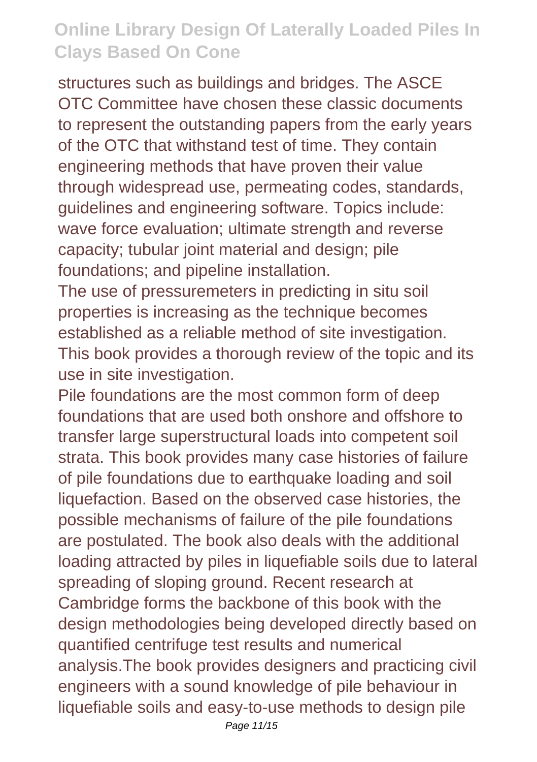structures such as buildings and bridges. The ASCE OTC Committee have chosen these classic documents to represent the outstanding papers from the early years of the OTC that withstand test of time. They contain engineering methods that have proven their value through widespread use, permeating codes, standards, guidelines and engineering software. Topics include: wave force evaluation; ultimate strength and reverse capacity; tubular joint material and design; pile foundations; and pipeline installation.

The use of pressuremeters in predicting in situ soil properties is increasing as the technique becomes established as a reliable method of site investigation. This book provides a thorough review of the topic and its use in site investigation.

Pile foundations are the most common form of deep foundations that are used both onshore and offshore to transfer large superstructural loads into competent soil strata. This book provides many case histories of failure of pile foundations due to earthquake loading and soil liquefaction. Based on the observed case histories, the possible mechanisms of failure of the pile foundations are postulated. The book also deals with the additional loading attracted by piles in liquefiable soils due to lateral spreading of sloping ground. Recent research at Cambridge forms the backbone of this book with the design methodologies being developed directly based on quantified centrifuge test results and numerical analysis.The book provides designers and practicing civil engineers with a sound knowledge of pile behaviour in liquefiable soils and easy-to-use methods to design pile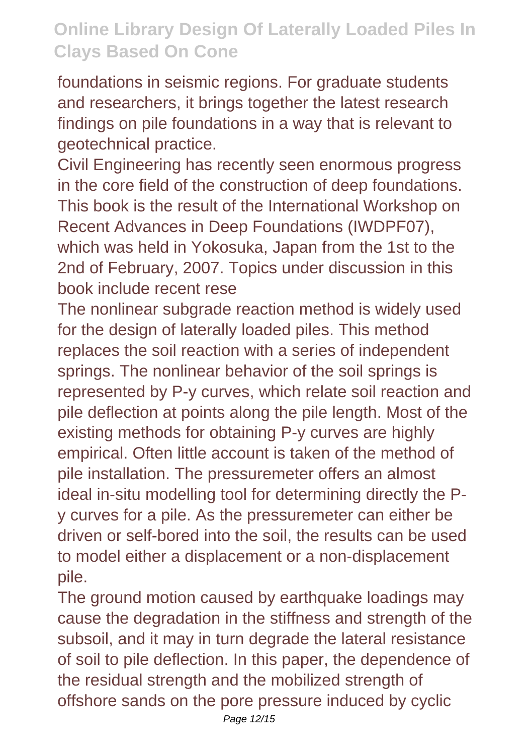foundations in seismic regions. For graduate students and researchers, it brings together the latest research findings on pile foundations in a way that is relevant to geotechnical practice.

Civil Engineering has recently seen enormous progress in the core field of the construction of deep foundations. This book is the result of the International Workshop on Recent Advances in Deep Foundations (IWDPF07), which was held in Yokosuka, Japan from the 1st to the 2nd of February, 2007. Topics under discussion in this book include recent rese

The nonlinear subgrade reaction method is widely used for the design of laterally loaded piles. This method replaces the soil reaction with a series of independent springs. The nonlinear behavior of the soil springs is represented by P-y curves, which relate soil reaction and pile deflection at points along the pile length. Most of the existing methods for obtaining P-y curves are highly empirical. Often little account is taken of the method of pile installation. The pressuremeter offers an almost ideal in-situ modelling tool for determining directly the P-y curves for a pile. As the pressuremeter can either be driven or self-bored into the soil, the results can be used to model either a displacement or a non-displacement pile.

The ground motion caused by earthquake loadings may cause the degradation in the stiffness and strength of the subsoil, and it may in turn degrade the lateral resistance of soil to pile deflection. In this paper, the dependence of the residual strength and the mobilized strength of offshore sands on the pore pressure induced by cyclic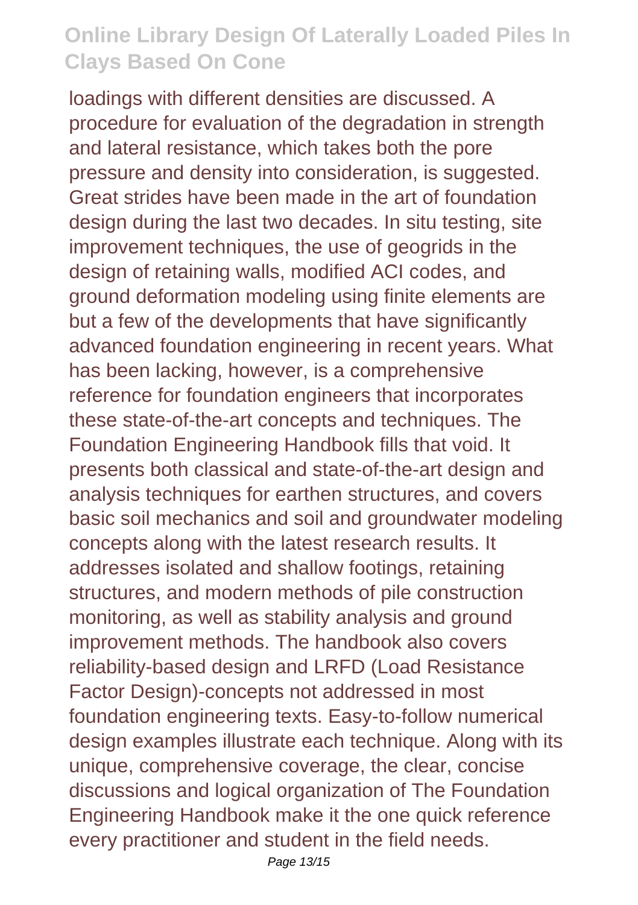loadings with different densities are discussed. A procedure for evaluation of the degradation in strength and lateral resistance, which takes both the pore pressure and density into consideration, is suggested. Great strides have been made in the art of foundation design during the last two decades. In situ testing, site improvement techniques, the use of geogrids in the design of retaining walls, modified ACI codes, and ground deformation modeling using finite elements are but a few of the developments that have significantly advanced foundation engineering in recent years. What has been lacking, however, is a comprehensive reference for foundation engineers that incorporates these state-of-the-art concepts and techniques. The Foundation Engineering Handbook fills that void. It presents both classical and state-of-the-art design and analysis techniques for earthen structures, and covers basic soil mechanics and soil and groundwater modeling concepts along with the latest research results. It addresses isolated and shallow footings, retaining structures, and modern methods of pile construction monitoring, as well as stability analysis and ground improvement methods. The handbook also covers reliability-based design and LRFD (Load Resistance Factor Design)-concepts not addressed in most foundation engineering texts. Easy-to-follow numerical design examples illustrate each technique. Along with its unique, comprehensive coverage, the clear, concise discussions and logical organization of The Foundation Engineering Handbook make it the one quick reference every practitioner and student in the field needs.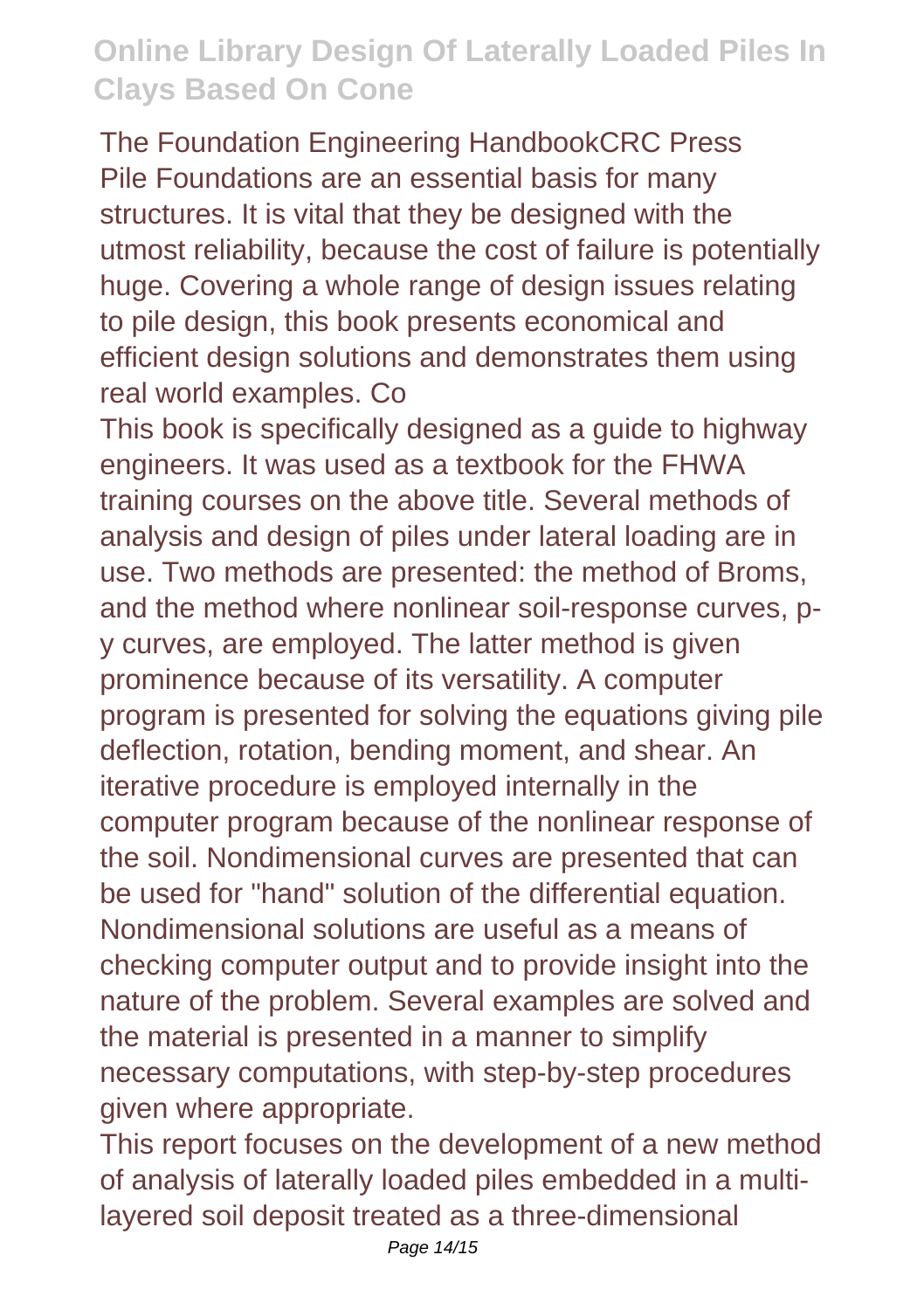The Foundation Engineering HandbookCRC Press
Pile Foundations are an essential basis for many structures. It is vital that they be designed with the utmost reliability, because the cost of failure is potentially huge. Covering a whole range of design issues relating to pile design, this book presents economical and efficient design solutions and demonstrates them using real world examples. Co

This book is specifically designed as a guide to highway engineers. It was used as a textbook for the FHWA training courses on the above title. Several methods of analysis and design of piles under lateral loading are in use. Two methods are presented: the method of Broms, and the method where nonlinear soil-response curves, p-y curves, are employed. The latter method is given prominence because of its versatility. A computer program is presented for solving the equations giving pile deflection, rotation, bending moment, and shear. An iterative procedure is employed internally in the computer program because of the nonlinear response of the soil. Nondimensional curves are presented that can be used for "hand" solution of the differential equation. Nondimensional solutions are useful as a means of checking computer output and to provide insight into the nature of the problem. Several examples are solved and the material is presented in a manner to simplify necessary computations, with step-by-step procedures given where appropriate.

This report focuses on the development of a new method of analysis of laterally loaded piles embedded in a multi-layered soil deposit treated as a three-dimensional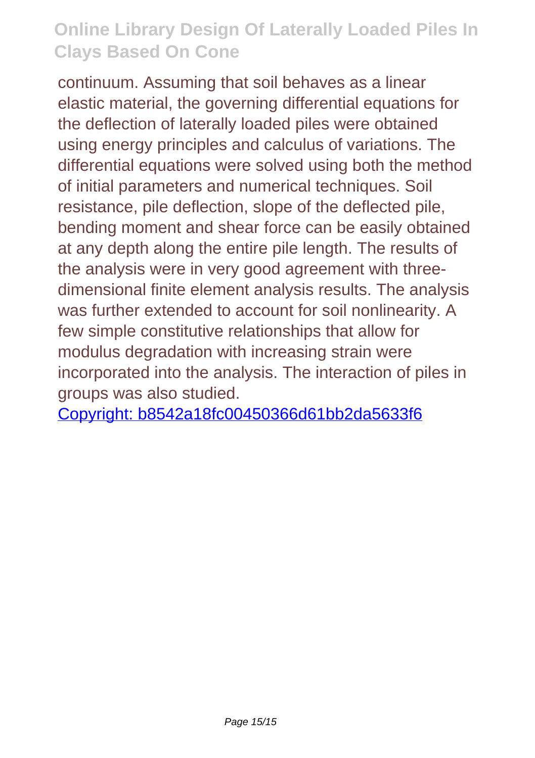continuum. Assuming that soil behaves as a linear elastic material, the governing differential equations for the deflection of laterally loaded piles were obtained using energy principles and calculus of variations. The differential equations were solved using both the method of initial parameters and numerical techniques. Soil resistance, pile deflection, slope of the deflected pile, bending moment and shear force can be easily obtained at any depth along the entire pile length. The results of the analysis were in very good agreement with three-dimensional finite element analysis results. The analysis was further extended to account for soil nonlinearity. A few simple constitutive relationships that allow for modulus degradation with increasing strain were incorporated into the analysis. The interaction of piles in groups was also studied.

Copyright: b8542a18fc00450366d61bb2da5633f6